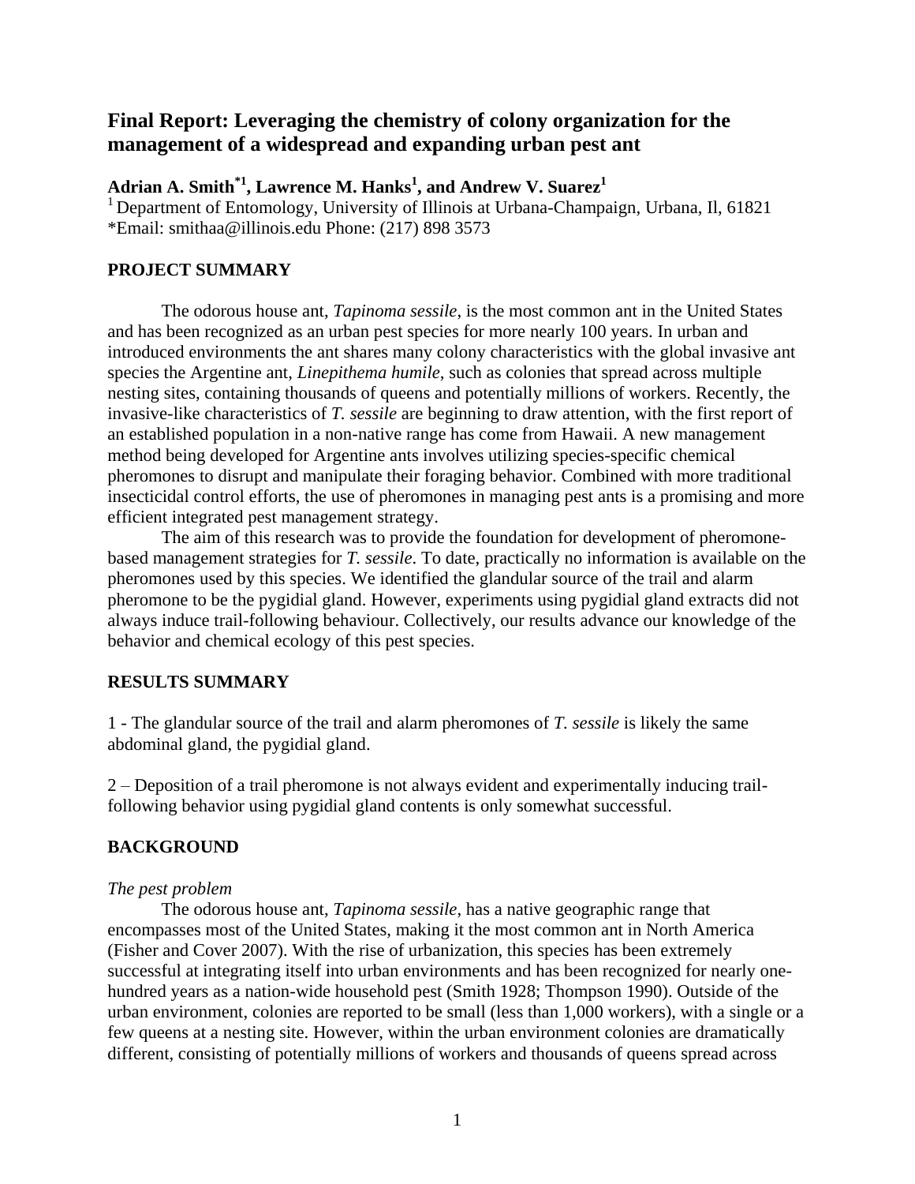# Final Report: Leveraging the chemistry of colony organization for the management of a widespread and expanding urban pest ant

**Adrian A. Smith[*1], Lawrence M. Hanks[1], and Andrew V. Suarez[1]**

[1] Department of Entomology, University of Illinois at Urbana-Champaign, Urbana, Il, 61821
*Email: smithaa@illinois.edu Phone: (217) 898 3573

## PROJECT SUMMARY

The odorous house ant, *Tapinoma sessile*, is the most common ant in the United States and has been recognized as an urban pest species for more nearly 100 years. In urban and introduced environments the ant shares many colony characteristics with the global invasive ant species the Argentine ant, *Linepithema humile*, such as colonies that spread across multiple nesting sites, containing thousands of queens and potentially millions of workers. Recently, the invasive-like characteristics of *T. sessile* are beginning to draw attention, with the first report of an established population in a non-native range has come from Hawaii. A new management method being developed for Argentine ants involves utilizing species-specific chemical pheromones to disrupt and manipulate their foraging behavior. Combined with more traditional insecticidal control efforts, the use of pheromones in managing pest ants is a promising and more efficient integrated pest management strategy.

The aim of this research was to provide the foundation for development of pheromone-based management strategies for *T. sessile*. To date, practically no information is available on the pheromones used by this species. We identified the glandular source of the trail and alarm pheromone to be the pygidial gland. However, experiments using pygidial gland extracts did not always induce trail-following behaviour. Collectively, our results advance our knowledge of the behavior and chemical ecology of this pest species.

## RESULTS SUMMARY

1 - The glandular source of the trail and alarm pheromones of *T. sessile* is likely the same abdominal gland, the pygidial gland.

2 – Deposition of a trail pheromone is not always evident and experimentally inducing trail-following behavior using pygidial gland contents is only somewhat successful.

## BACKGROUND

*The pest problem*

The odorous house ant, *Tapinoma sessile*, has a native geographic range that encompasses most of the United States, making it the most common ant in North America (Fisher and Cover 2007). With the rise of urbanization, this species has been extremely successful at integrating itself into urban environments and has been recognized for nearly one-hundred years as a nation-wide household pest (Smith 1928; Thompson 1990). Outside of the urban environment, colonies are reported to be small (less than 1,000 workers), with a single or a few queens at a nesting site. However, within the urban environment colonies are dramatically different, consisting of potentially millions of workers and thousands of queens spread across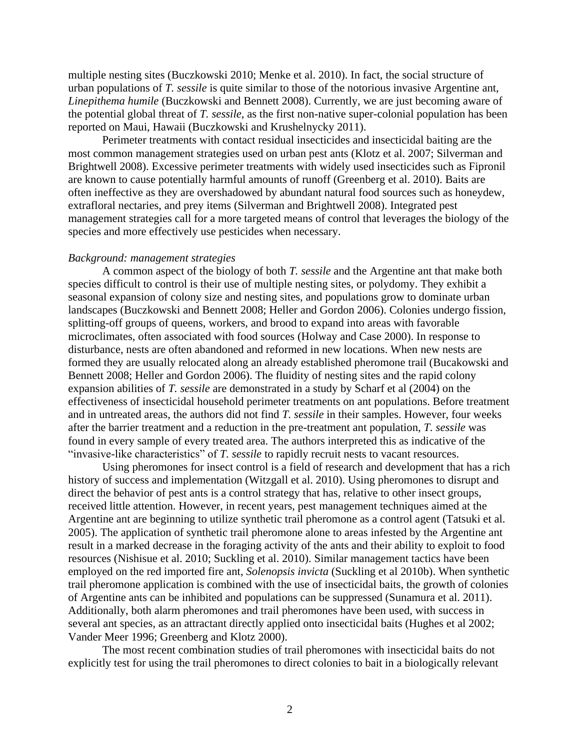multiple nesting sites (Buczkowski 2010; Menke et al. 2010). In fact, the social structure of urban populations of *T. sessile* is quite similar to those of the notorious invasive Argentine ant, *Linepithema humile* (Buczkowski and Bennett 2008). Currently, we are just becoming aware of the potential global threat of *T. sessile*, as the first non-native super-colonial population has been reported on Maui, Hawaii (Buczkowski and Krushelnycky 2011).

Perimeter treatments with contact residual insecticides and insecticidal baiting are the most common management strategies used on urban pest ants (Klotz et al. 2007; Silverman and Brightwell 2008). Excessive perimeter treatments with widely used insecticides such as Fipronil are known to cause potentially harmful amounts of runoff (Greenberg et al. 2010). Baits are often ineffective as they are overshadowed by abundant natural food sources such as honeydew, extrafloral nectaries, and prey items (Silverman and Brightwell 2008). Integrated pest management strategies call for a more targeted means of control that leverages the biology of the species and more effectively use pesticides when necessary.

*Background: management strategies*

A common aspect of the biology of both *T. sessile* and the Argentine ant that make both species difficult to control is their use of multiple nesting sites, or polydomy. They exhibit a seasonal expansion of colony size and nesting sites, and populations grow to dominate urban landscapes (Buczkowski and Bennett 2008; Heller and Gordon 2006). Colonies undergo fission, splitting-off groups of queens, workers, and brood to expand into areas with favorable microclimates, often associated with food sources (Holway and Case 2000). In response to disturbance, nests are often abandoned and reformed in new locations. When new nests are formed they are usually relocated along an already established pheromone trail (Bucakowski and Bennett 2008; Heller and Gordon 2006). The fluidity of nesting sites and the rapid colony expansion abilities of *T. sessile* are demonstrated in a study by Scharf et al (2004) on the effectiveness of insecticidal household perimeter treatments on ant populations. Before treatment and in untreated areas, the authors did not find *T. sessile* in their samples. However, four weeks after the barrier treatment and a reduction in the pre-treatment ant population, *T. sessile* was found in every sample of every treated area. The authors interpreted this as indicative of the "invasive-like characteristics" of *T. sessile* to rapidly recruit nests to vacant resources.

Using pheromones for insect control is a field of research and development that has a rich history of success and implementation (Witzgall et al. 2010). Using pheromones to disrupt and direct the behavior of pest ants is a control strategy that has, relative to other insect groups, received little attention. However, in recent years, pest management techniques aimed at the Argentine ant are beginning to utilize synthetic trail pheromone as a control agent (Tatsuki et al. 2005). The application of synthetic trail pheromone alone to areas infested by the Argentine ant result in a marked decrease in the foraging activity of the ants and their ability to exploit to food resources (Nishisue et al. 2010; Suckling et al. 2010). Similar management tactics have been employed on the red imported fire ant, *Solenopsis invicta* (Suckling et al 2010b). When synthetic trail pheromone application is combined with the use of insecticidal baits, the growth of colonies of Argentine ants can be inhibited and populations can be suppressed (Sunamura et al. 2011). Additionally, both alarm pheromones and trail pheromones have been used, with success in several ant species, as an attractant directly applied onto insecticidal baits (Hughes et al 2002; Vander Meer 1996; Greenberg and Klotz 2000).

The most recent combination studies of trail pheromones with insecticidal baits do not explicitly test for using the trail pheromones to direct colonies to bait in a biologically relevant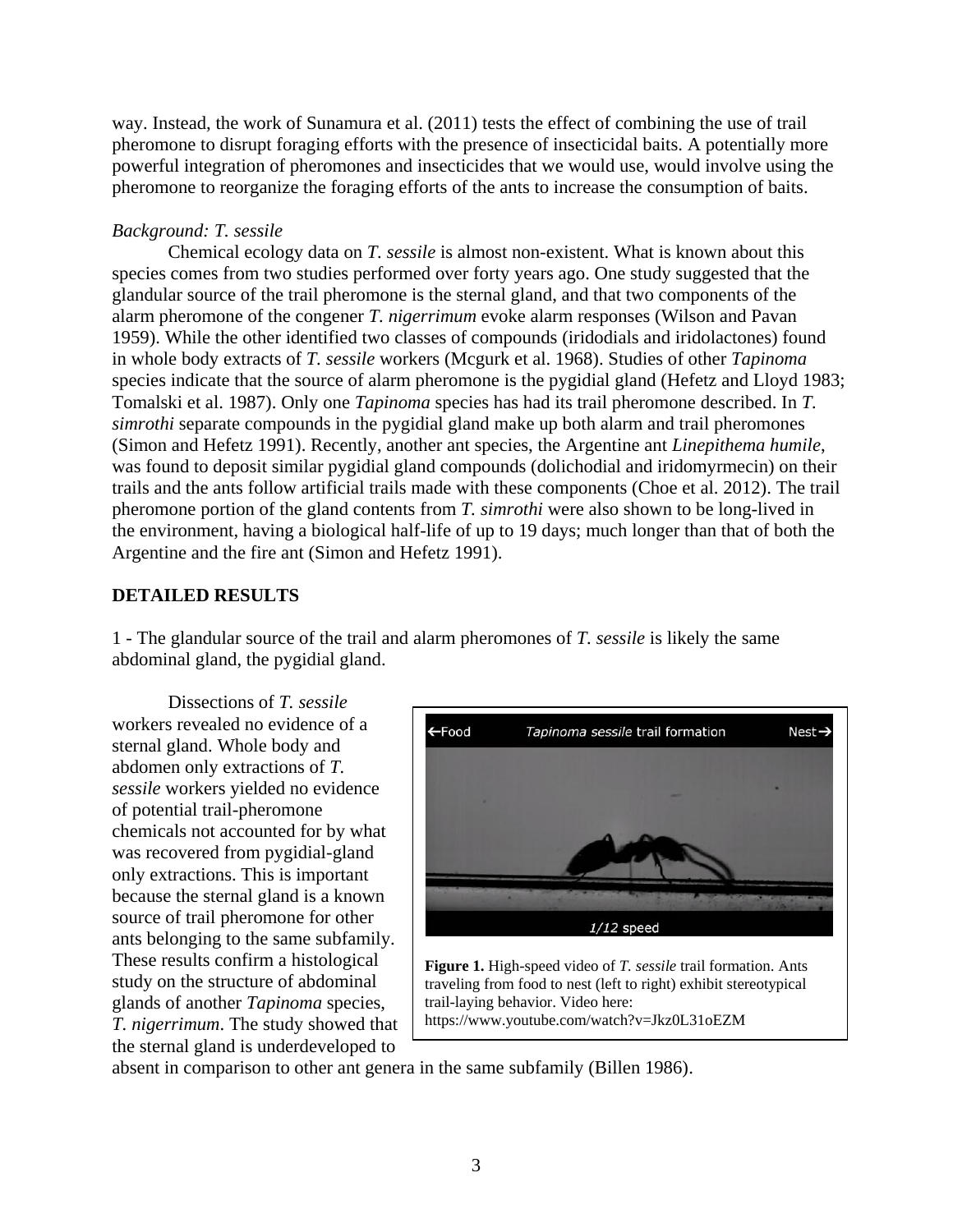way. Instead, the work of Sunamura et al. (2011) tests the effect of combining the use of trail pheromone to disrupt foraging efforts with the presence of insecticidal baits. A potentially more powerful integration of pheromones and insecticides that we would use, would involve using the pheromone to reorganize the foraging efforts of the ants to increase the consumption of baits.

*Background: T. sessile*

Chemical ecology data on *T. sessile* is almost non-existent. What is known about this species comes from two studies performed over forty years ago. One study suggested that the glandular source of the trail pheromone is the sternal gland, and that two components of the alarm pheromone of the congener *T. nigerrimum* evoke alarm responses (Wilson and Pavan 1959). While the other identified two classes of compounds (iridodials and iridolactones) found in whole body extracts of *T. sessile* workers (Mcgurk et al. 1968). Studies of other *Tapinoma* species indicate that the source of alarm pheromone is the pygidial gland (Hefetz and Lloyd 1983; Tomalski et al. 1987). Only one *Tapinoma* species has had its trail pheromone described. In *T. simrothi* separate compounds in the pygidial gland make up both alarm and trail pheromones (Simon and Hefetz 1991). Recently, another ant species, the Argentine ant *Linepithema humile*, was found to deposit similar pygidial gland compounds (dolichodial and iridomyrmecin) on their trails and the ants follow artificial trails made with these components (Choe et al. 2012). The trail pheromone portion of the gland contents from *T. simrothi* were also shown to be long-lived in the environment, having a biological half-life of up to 19 days; much longer than that of both the Argentine and the fire ant (Simon and Hefetz 1991).

## DETAILED RESULTS

1 - The glandular source of the trail and alarm pheromones of *T. sessile* is likely the same abdominal gland, the pygidial gland.

Dissections of *T. sessile* workers revealed no evidence of a sternal gland. Whole body and abdomen only extractions of *T. sessile* workers yielded no evidence of potential trail-pheromone chemicals not accounted for by what was recovered from pygidial-gland only extractions. This is important because the sternal gland is a known source of trail pheromone for other ants belonging to the same subfamily. These results confirm a histological study on the structure of abdominal glands of another *Tapinoma* species, *T. nigerrimum*. The study showed that the sternal gland is underdeveloped to absent in comparison to other ant genera in the same subfamily (Billen 1986).

**Figure 1.** High-speed video of *T. sessile* trail formation. Ants traveling from food to nest (left to right) exhibit stereotypical trail-laying behavior. Video here: https://www.youtube.com/watch?v=Jkz0L31oEZM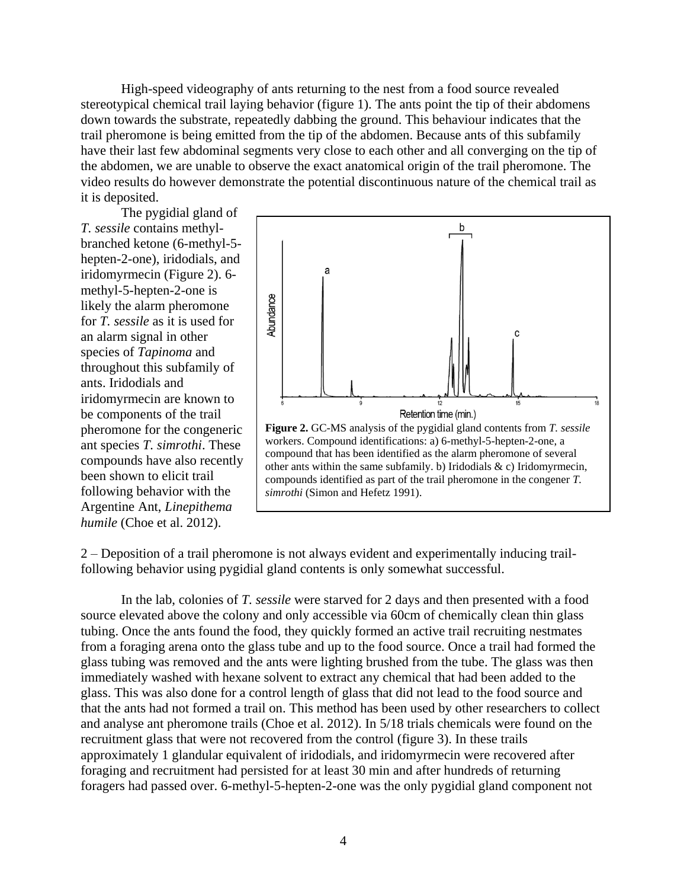High-speed videography of ants returning to the nest from a food source revealed stereotypical chemical trail laying behavior (figure 1). The ants point the tip of their abdomens down towards the substrate, repeatedly dabbing the ground. This behaviour indicates that the trail pheromone is being emitted from the tip of the abdomen. Because ants of this subfamily have their last few abdominal segments very close to each other and all converging on the tip of the abdomen, we are unable to observe the exact anatomical origin of the trail pheromone. The video results do however demonstrate the potential discontinuous nature of the chemical trail as it is deposited.

The pygidial gland of *T. sessile* contains methyl-branched ketone (6-methyl-5-hepten-2-one), iridodials, and iridomyrmecin (Figure 2). 6-methyl-5-hepten-2-one is likely the alarm pheromone for *T. sessile* as it is used for an alarm signal in other species of *Tapinoma* and throughout this subfamily of ants. Iridodials and iridomyrmecin are known to be components of the trail pheromone for the congeneric ant species *T. simrothi*. These compounds have also recently been shown to elicit trail following behavior with the Argentine Ant, *Linepithema humile* (Choe et al. 2012).

**Figure 2.** GC-MS analysis of the pygidial gland contents from *T. sessile* workers. Compound identifications: a) 6-methyl-5-hepten-2-one, a compound that has been identified as the alarm pheromone of several other ants within the same subfamily. b) Iridodials & c) Iridomyrmecin, compounds identified as part of the trail pheromone in the congener *T. simrothi* (Simon and Hefetz 1991).

2 – Deposition of a trail pheromone is not always evident and experimentally inducing trail-following behavior using pygidial gland contents is only somewhat successful.

In the lab, colonies of *T. sessile* were starved for 2 days and then presented with a food source elevated above the colony and only accessible via 60cm of chemically clean thin glass tubing. Once the ants found the food, they quickly formed an active trail recruiting nestmates from a foraging arena onto the glass tube and up to the food source. Once a trail had formed the glass tubing was removed and the ants were lighting brushed from the tube. The glass was then immediately washed with hexane solvent to extract any chemical that had been added to the glass. This was also done for a control length of glass that did not lead to the food source and that the ants had not formed a trail on. This method has been used by other researchers to collect and analyse ant pheromone trails (Choe et al. 2012). In 5/18 trials chemicals were found on the recruitment glass that were not recovered from the control (figure 3). In these trails approximately 1 glandular equivalent of iridodials, and iridomyrmecin were recovered after foraging and recruitment had persisted for at least 30 min and after hundreds of returning foragers had passed over. 6-methyl-5-hepten-2-one was the only pygidial gland component not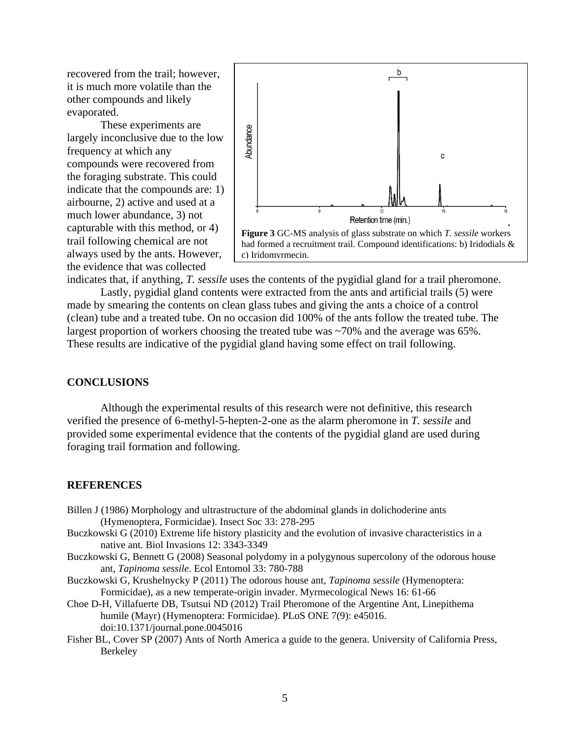recovered from the trail; however, it is much more volatile than the other compounds and likely evaporated.

These experiments are largely inconclusive due to the low frequency at which any compounds were recovered from the foraging substrate. This could indicate that the compounds are: 1) airbourne, 2) active and used at a much lower abundance, 3) not capturable with this method, or 4) trail following chemical are not always used by the ants. However, the evidence that was collected indicates that, if anything, *T. sessile* uses the contents of the pygidial gland for a trail pheromone.

**Figure 3** GC-MS analysis of glass substrate on which *T. sessile* workers had formed a recruitment trail. Compound identifications: b) Iridodials & c) Iridomyrmecin.

Lastly, pygidial gland contents were extracted from the ants and artificial trails (5) were made by smearing the contents on clean glass tubes and giving the ants a choice of a control (clean) tube and a treated tube. On no occasion did 100% of the ants follow the treated tube. The largest proportion of workers choosing the treated tube was ~70% and the average was 65%. These results are indicative of the pygidial gland having some effect on trail following.

## CONCLUSIONS

Although the experimental results of this research were not definitive, this research verified the presence of 6-methyl-5-hepten-2-one as the alarm pheromone in *T. sessile* and provided some experimental evidence that the contents of the pygidial gland are used during foraging trail formation and following.

## REFERENCES

Billen J (1986) Morphology and ultrastructure of the abdominal glands in dolichoderine ants (Hymenoptera, Formicidae). Insect Soc 33: 278-295

Buczkowski G (2010) Extreme life history plasticity and the evolution of invasive characteristics in a native ant. Biol Invasions 12: 3343-3349

Buczkowski G, Bennett G (2008) Seasonal polydomy in a polygynous supercolony of the odorous house ant, *Tapinoma sessile*. Ecol Entomol 33: 780-788

Buczkowski G, Krushelnycky P (2011) The odorous house ant, *Tapinoma sessile* (Hymenoptera: Formicidae), as a new temperate-origin invader. Myrmecological News 16: 61-66

Choe D-H, Villafuerte DB, Tsutsui ND (2012) Trail Pheromone of the Argentine Ant, Linepithema humile (Mayr) (Hymenoptera: Formicidae). PLoS ONE 7(9): e45016. doi:10.1371/journal.pone.0045016

Fisher BL, Cover SP (2007) Ants of North America a guide to the genera. University of California Press, Berkeley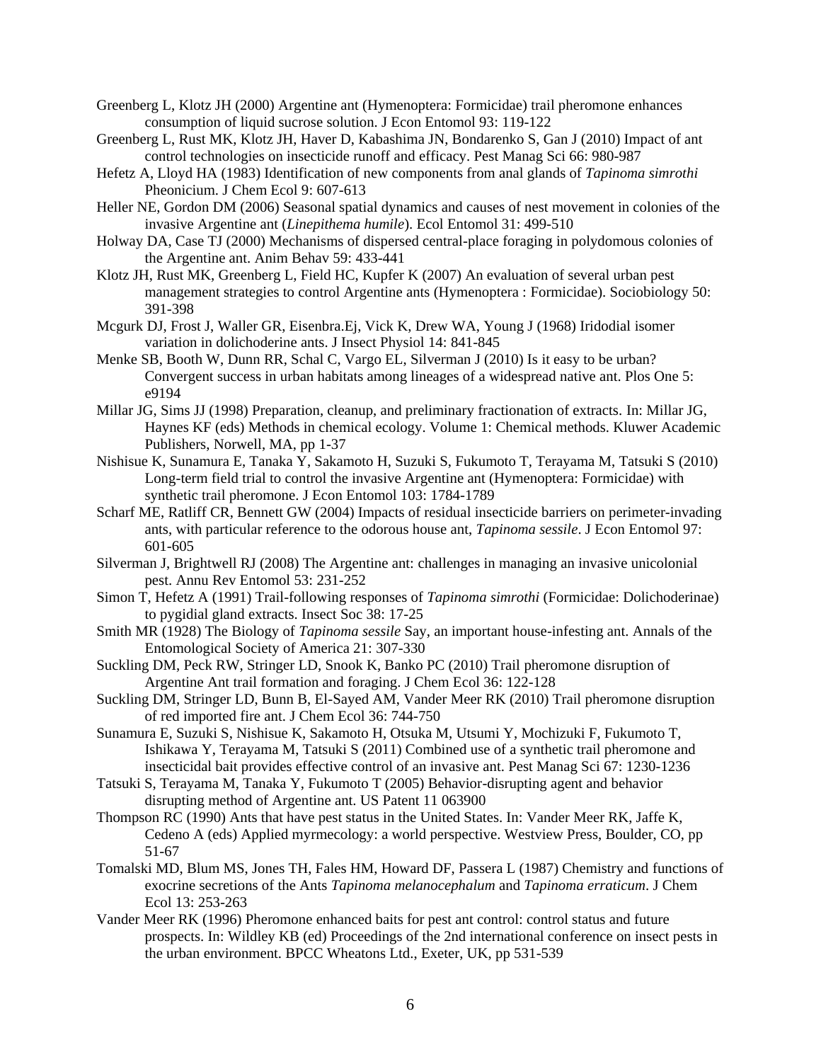Greenberg L, Klotz JH (2000) Argentine ant (Hymenoptera: Formicidae) trail pheromone enhances consumption of liquid sucrose solution. J Econ Entomol 93: 119-122

Greenberg L, Rust MK, Klotz JH, Haver D, Kabashima JN, Bondarenko S, Gan J (2010) Impact of ant control technologies on insecticide runoff and efficacy. Pest Manag Sci 66: 980-987

Hefetz A, Lloyd HA (1983) Identification of new components from anal glands of *Tapinoma simrothi* Pheonicium. J Chem Ecol 9: 607-613

Heller NE, Gordon DM (2006) Seasonal spatial dynamics and causes of nest movement in colonies of the invasive Argentine ant (*Linepithema humile*). Ecol Entomol 31: 499-510

Holway DA, Case TJ (2000) Mechanisms of dispersed central-place foraging in polydomous colonies of the Argentine ant. Anim Behav 59: 433-441

Klotz JH, Rust MK, Greenberg L, Field HC, Kupfer K (2007) An evaluation of several urban pest management strategies to control Argentine ants (Hymenoptera : Formicidae). Sociobiology 50: 391-398

Mcgurk DJ, Frost J, Waller GR, Eisenbra.Ej, Vick K, Drew WA, Young J (1968) Iridodial isomer variation in dolichoderine ants. J Insect Physiol 14: 841-845

Menke SB, Booth W, Dunn RR, Schal C, Vargo EL, Silverman J (2010) Is it easy to be urban? Convergent success in urban habitats among lineages of a widespread native ant. Plos One 5: e9194

Millar JG, Sims JJ (1998) Preparation, cleanup, and preliminary fractionation of extracts. In: Millar JG, Haynes KF (eds) Methods in chemical ecology. Volume 1: Chemical methods. Kluwer Academic Publishers, Norwell, MA, pp 1-37

Nishisue K, Sunamura E, Tanaka Y, Sakamoto H, Suzuki S, Fukumoto T, Terayama M, Tatsuki S (2010) Long-term field trial to control the invasive Argentine ant (Hymenoptera: Formicidae) with synthetic trail pheromone. J Econ Entomol 103: 1784-1789

Scharf ME, Ratliff CR, Bennett GW (2004) Impacts of residual insecticide barriers on perimeter-invading ants, with particular reference to the odorous house ant, *Tapinoma sessile*. J Econ Entomol 97: 601-605

Silverman J, Brightwell RJ (2008) The Argentine ant: challenges in managing an invasive unicolonial pest. Annu Rev Entomol 53: 231-252

Simon T, Hefetz A (1991) Trail-following responses of *Tapinoma simrothi* (Formicidae: Dolichoderinae) to pygidial gland extracts. Insect Soc 38: 17-25

Smith MR (1928) The Biology of *Tapinoma sessile* Say, an important house-infesting ant. Annals of the Entomological Society of America 21: 307-330

Suckling DM, Peck RW, Stringer LD, Snook K, Banko PC (2010) Trail pheromone disruption of Argentine Ant trail formation and foraging. J Chem Ecol 36: 122-128

Suckling DM, Stringer LD, Bunn B, El-Sayed AM, Vander Meer RK (2010) Trail pheromone disruption of red imported fire ant. J Chem Ecol 36: 744-750

Sunamura E, Suzuki S, Nishisue K, Sakamoto H, Otsuka M, Utsumi Y, Mochizuki F, Fukumoto T, Ishikawa Y, Terayama M, Tatsuki S (2011) Combined use of a synthetic trail pheromone and insecticidal bait provides effective control of an invasive ant. Pest Manag Sci 67: 1230-1236

Tatsuki S, Terayama M, Tanaka Y, Fukumoto T (2005) Behavior-disrupting agent and behavior disrupting method of Argentine ant. US Patent 11 063900

Thompson RC (1990) Ants that have pest status in the United States. In: Vander Meer RK, Jaffe K, Cedeno A (eds) Applied myrmecology: a world perspective. Westview Press, Boulder, CO, pp 51-67

Tomalski MD, Blum MS, Jones TH, Fales HM, Howard DF, Passera L (1987) Chemistry and functions of exocrine secretions of the Ants *Tapinoma melanocephalum* and *Tapinoma erraticum*. J Chem Ecol 13: 253-263

Vander Meer RK (1996) Pheromone enhanced baits for pest ant control: control status and future prospects. In: Wildley KB (ed) Proceedings of the 2nd international conference on insect pests in the urban environment. BPCC Wheatons Ltd., Exeter, UK, pp 531-539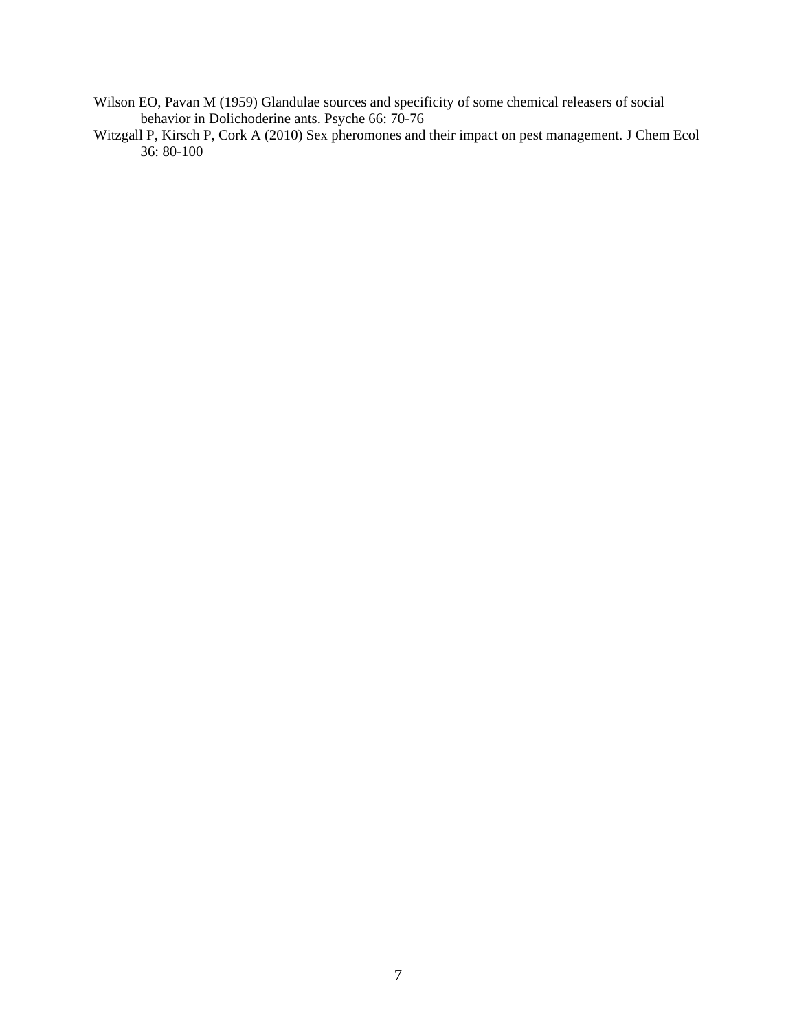Wilson EO, Pavan M (1959) Glandulae sources and specificity of some chemical releasers of social behavior in Dolichoderine ants. Psyche 66: 70-76

Witzgall P, Kirsch P, Cork A (2010) Sex pheromones and their impact on pest management. J Chem Ecol 36: 80-100